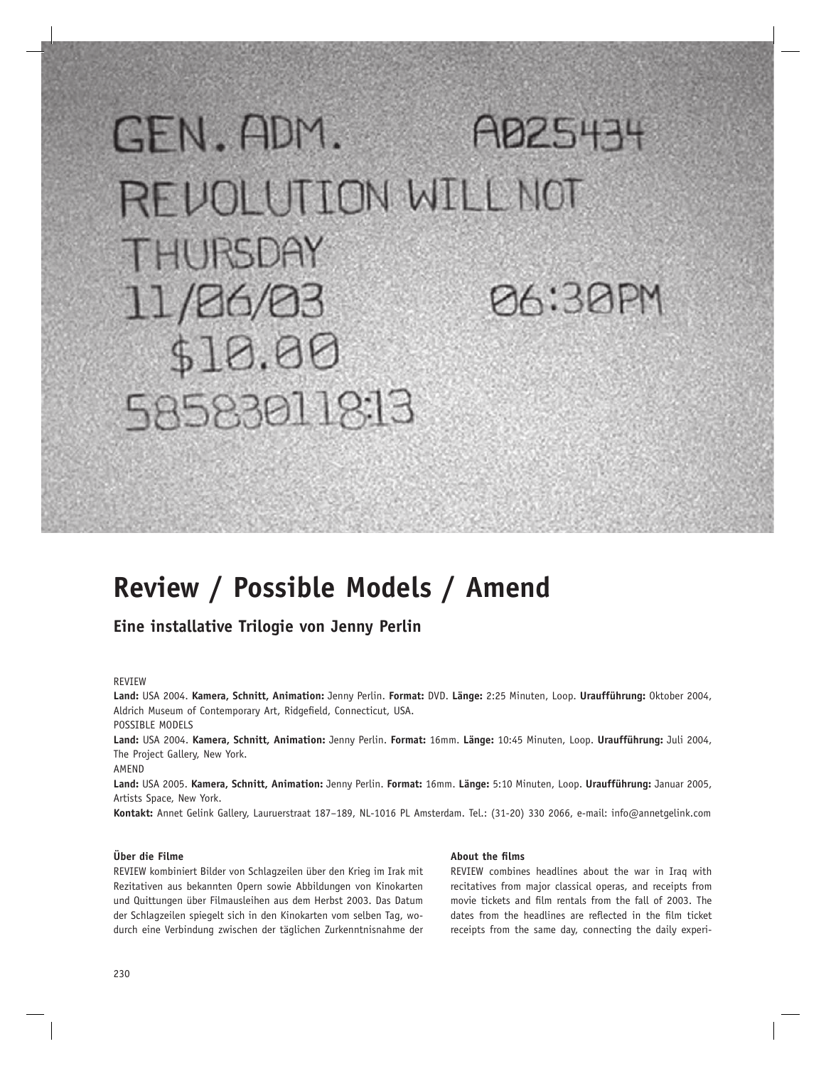# Review / Possible Models / Amend

## Eine installative Trilogie von Jenny Perlin

REVIEW

**Land:** USA 2004. **Kamera, Schnitt, Animation:** Jenny Perlin. **Format:** DVD. **Länge:** 2:25 Minuten, Loop. **Uraufführung:** Oktober 2004, Aldrich Museum of Contemporary Art, Ridgefield, Connecticut, USA.

POSSIBLE MODELS

**Land:** USA 2004. **Kamera, Schnitt, Animation:** Jenny Perlin. **Format:** 16mm. **Länge:** 10:45 Minuten, Loop. **Uraufführung:** Juli 2004, The Project Gallery, New York.

AMEND

**Land:** USA 2005. **Kamera, Schnitt, Animation:** Jenny Perlin. **Format:** 16mm. **Länge:** 5:10 Minuten, Loop. **Uraufführung:** Januar 2005, Artists Space, New York.

**Kontakt:** Annet Gelink Gallery, Lauruerstraat 187–189, NL-1016 PL Amsterdam. Tel.: (31-20) 330 2066, e-mail: info@annetgelink.com

### Über die Filme

REVIEW kombiniert Bilder von Schlagzeilen über den Krieg im Irak mit Rezitativen aus bekannten Opern sowie Abbildungen von Kinokarten und Quittungen über Filmausleihen aus dem Herbst 2003. Das Datum der Schlagzeilen spiegelt sich in den Kinokarten vom selben Tag, wodurch eine Verbindung zwischen der täglichen Zurkenntnisnahme der

### About the films

REVIEW combines headlines about the war in Iraq with recitatives from major classical operas, and receipts from movie tickets and film rentals from the fall of 2003. The dates from the headlines are reflected in the film ticket receipts from the same day, connecting the daily experi-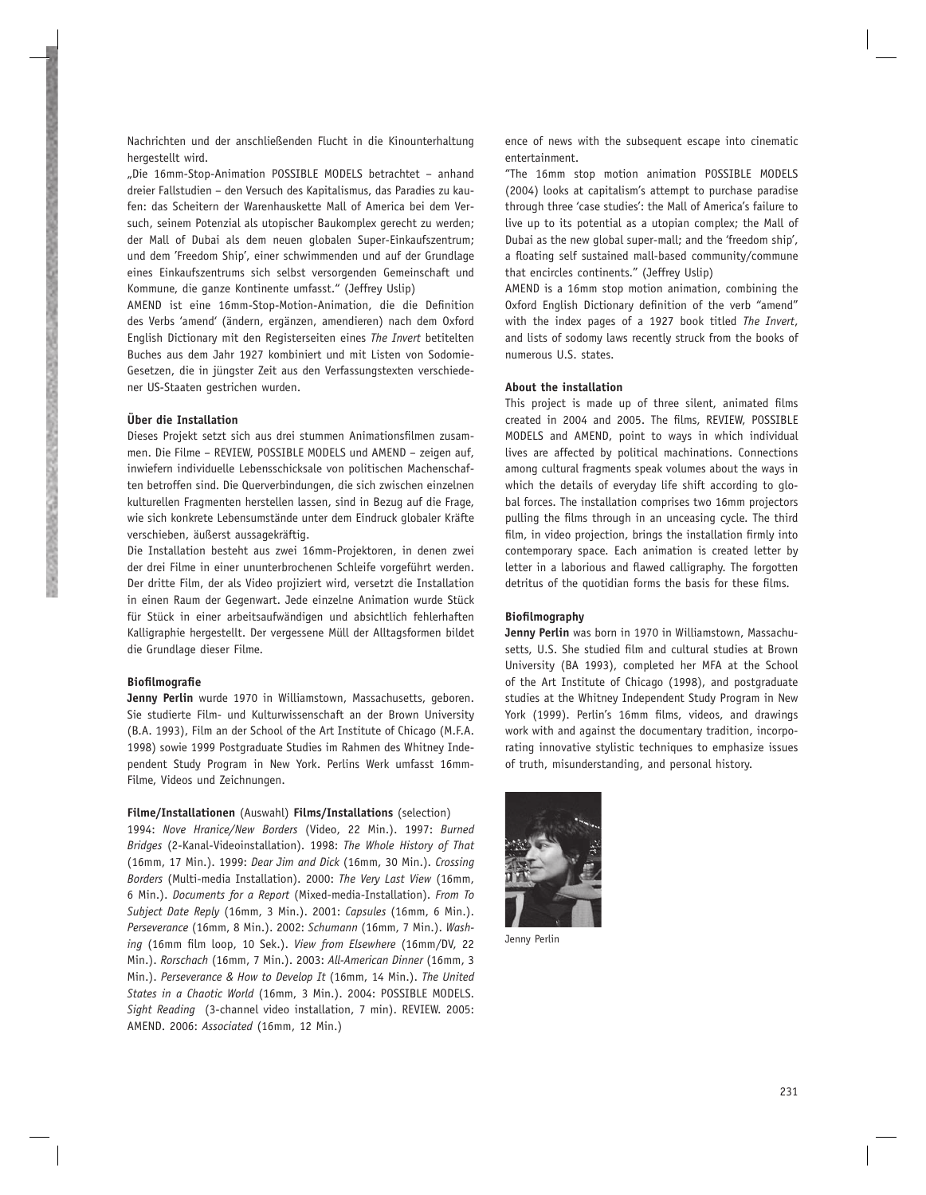Nachrichten und der anschließenden Flucht in die Kinounterhaltung hergestellt wird.

„Die 16mm-Stop-Animation POSSIBLE MODELS betrachtet – anhand dreier Fallstudien – den Versuch des Kapitalismus, das Paradies zu kaufen: das Scheitern der Warenhauskette Mall of America bei dem Versuch, seinem Potenzial als utopischer Baukomplex gerecht zu werden; der Mall of Dubai als dem neuen globalen Super-Einkaufszentrum; und dem 'Freedom Ship', einer schwimmenden und auf der Grundlage eines Einkaufszentrums sich selbst versorgenden Gemeinschaft und Kommune, die ganze Kontinente umfasst." (Jeffrey Uslip)

AMEND ist eine 16mm-Stop-Motion-Animation, die die Definition des Verbs 'amend' (ändern, ergänzen, amendieren) nach dem Oxford English Dictionary mit den Registerseiten eines *The Invert* betitelten Buches aus dem Jahr 1927 kombiniert und mit Listen von Sodomie-Gesetzen, die in jüngster Zeit aus den Verfassungstexten verschiedener US-Staaten gestrichen wurden.

**Über die Installation**

Dieses Projekt setzt sich aus drei stummen Animationsfilmen zusammen. Die Filme – REVIEW, POSSIBLE MODELS und AMEND – zeigen auf, inwiefern individuelle Lebensschicksale von politischen Machenschaften betroffen sind. Die Querverbindungen, die sich zwischen einzelnen kulturellen Fragmenten herstellen lassen, sind in Bezug auf die Frage, wie sich konkrete Lebensumstände unter dem Eindruck globaler Kräfte verschieben, äußerst aussagekräftig.

Die Installation besteht aus zwei 16mm-Projektoren, in denen zwei der drei Filme in einer ununterbrochenen Schleife vorgeführt werden. Der dritte Film, der als Video projiziert wird, versetzt die Installation in einen Raum der Gegenwart. Jede einzelne Animation wurde Stück für Stück in einer arbeitsaufwändigen und absichtlich fehlerhaften Kalligraphie hergestellt. Der vergessene Müll der Alltagsformen bildet die Grundlage dieser Filme.

**Biofilmografie**

**Jenny Perlin** wurde 1970 in Williamstown, Massachusetts, geboren. Sie studierte Film- und Kulturwissenschaft an der Brown University (B.A. 1993), Film an der School of the Art Institute of Chicago (M.F.A. 1998) sowie 1999 Postgraduate Studies im Rahmen des Whitney Independent Study Program in New York. Perlins Werk umfasst 16mm-Filme, Videos und Zeichnungen.

**Filme/Installationen** (Auswahl) **Films/Installations** (selection)

1994: *Nove Hranice/New Borders* (Video, 22 Min.). 1997: *Burned Bridges* (2-Kanal-Videoinstallation). 1998: *The Whole History of That* (16mm, 17 Min.). 1999: *Dear Jim and Dick* (16mm, 30 Min.). *Crossing Borders* (Multi-media Installation). 2000: *The Very Last View* (16mm, 6 Min.). *Documents for a Report* (Mixed-media-Installation). *From To Subject Date Reply* (16mm, 3 Min.). 2001: *Capsules* (16mm, 6 Min.). *Perseverance* (16mm, 8 Min.). 2002: *Schumann* (16mm, 7 Min.). *Washing* (16mm film loop, 10 Sek.). *View from Elsewhere* (16mm/DV, 22 Min.). *Rorschach* (16mm, 7 Min.). 2003: *All-American Dinner* (16mm, 3 Min.). *Perseverance & How to Develop It* (16mm, 14 Min.). *The United States in a Chaotic World* (16mm, 3 Min.). 2004: POSSIBLE MODELS. *Sight Reading* (3-channel video installation, 7 min). REVIEW. 2005: AMEND. 2006: *Associated* (16mm, 12 Min.)

ence of news with the subsequent escape into cinematic entertainment.

"The 16mm stop motion animation POSSIBLE MODELS (2004) looks at capitalism's attempt to purchase paradise through three 'case studies': the Mall of America's failure to live up to its potential as a utopian complex; the Mall of Dubai as the new global super-mall; and the 'freedom ship', a floating self sustained mall-based community/commune that encircles continents." (Jeffrey Uslip)

AMEND is a 16mm stop motion animation, combining the Oxford English Dictionary definition of the verb "amend" with the index pages of a 1927 book titled *The Invert*, and lists of sodomy laws recently struck from the books of numerous U.S. states.

**About the installation**

This project is made up of three silent, animated films created in 2004 and 2005. The films, REVIEW, POSSIBLE MODELS and AMEND, point to ways in which individual lives are affected by political machinations. Connections among cultural fragments speak volumes about the ways in which the details of everyday life shift according to global forces. The installation comprises two 16mm projectors pulling the films through in an unceasing cycle. The third film, in video projection, brings the installation firmly into contemporary space. Each animation is created letter by letter in a laborious and flawed calligraphy. The forgotten detritus of the quotidian forms the basis for these films.

**Biofilmography**

**Jenny Perlin** was born in 1970 in Williamstown, Massachusetts, U.S. She studied film and cultural studies at Brown University (BA 1993), completed her MFA at the School of the Art Institute of Chicago (1998), and postgraduate studies at the Whitney Independent Study Program in New York (1999). Perlin's 16mm films, videos, and drawings work with and against the documentary tradition, incorporating innovative stylistic techniques to emphasize issues of truth, misunderstanding, and personal history.

Jenny Perlin